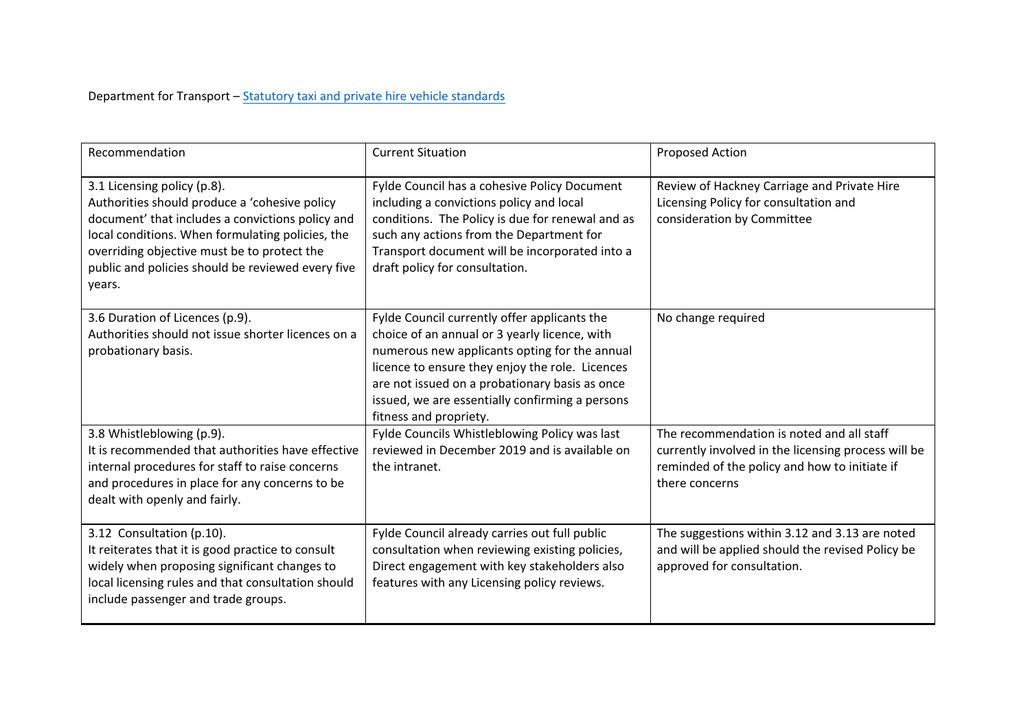Department for Transport – [Statutory taxi and private hire vehicle standards]

| Recommendation | Current Situation | Proposed Action |
|---|---|---|
| 3.1 Licensing policy (p.8).<br>Authorities should produce a 'cohesive policy document' that includes a convictions policy and local conditions. When formulating policies, the overriding objective must be to protect the public and policies should be reviewed every five years. | Fylde Council has a cohesive Policy Document including a convictions policy and local conditions. The Policy is due for renewal and as such any actions from the Department for Transport document will be incorporated into a draft policy for consultation. | Review of Hackney Carriage and Private Hire Licensing Policy for consultation and consideration by Committee |
| 3.6 Duration of Licences (p.9).<br>Authorities should not issue shorter licences on a probationary basis. | Fylde Council currently offer applicants the choice of an annual or 3 yearly licence, with numerous new applicants opting for the annual licence to ensure they enjoy the role. Licences are not issued on a probationary basis as once issued, we are essentially confirming a persons fitness and propriety. | No change required |
| 3.8 Whistleblowing (p.9).<br>It is recommended that authorities have effective internal procedures for staff to raise concerns and procedures in place for any concerns to be dealt with openly and fairly. | Fylde Councils Whistleblowing Policy was last reviewed in December 2019 and is available on the intranet. | The recommendation is noted and all staff currently involved in the licensing process will be reminded of the policy and how to initiate if there concerns |
| 3.12 Consultation (p.10).<br>It reiterates that it is good practice to consult widely when proposing significant changes to local licensing rules and that consultation should include passenger and trade groups. | Fylde Council already carries out full public consultation when reviewing existing policies, Direct engagement with key stakeholders also features with any Licensing policy reviews. | The suggestions within 3.12 and 3.13 are noted and will be applied should the revised Policy be approved for consultation. |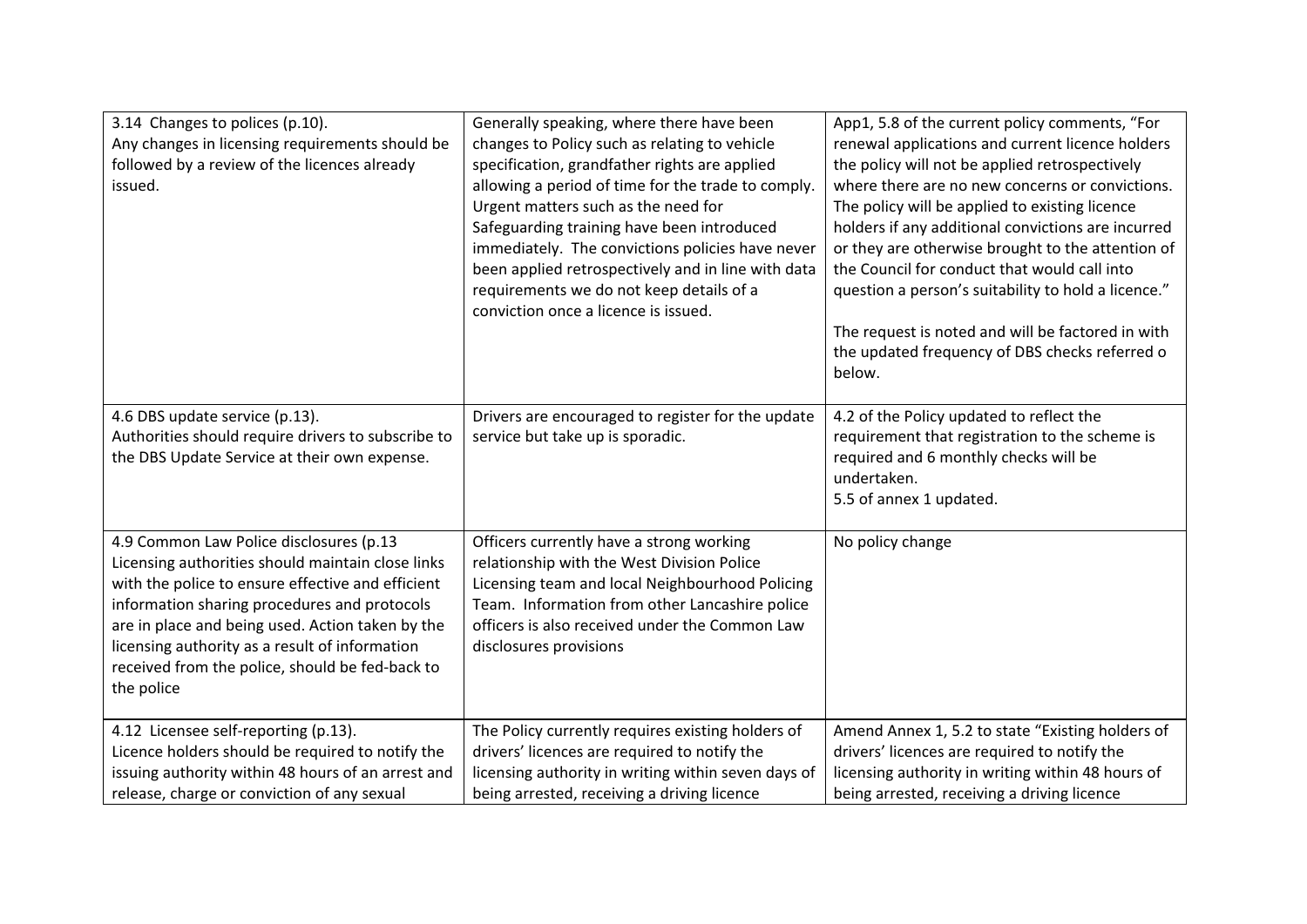| | | |
|---|---|---|
| 3.14 Changes to polices (p.10). Any changes in licensing requirements should be followed by a review of the licences already issued. | Generally speaking, where there have been changes to Policy such as relating to vehicle specification, grandfather rights are applied allowing a period of time for the trade to comply. Urgent matters such as the need for Safeguarding training have been introduced immediately. The convictions policies have never been applied retrospectively and in line with data requirements we do not keep details of a conviction once a licence is issued. | App1, 5.8 of the current policy comments, "For renewal applications and current licence holders the policy will not be applied retrospectively where there are no new concerns or convictions. The policy will be applied to existing licence holders if any additional convictions are incurred or they are otherwise brought to the attention of the Council for conduct that would call into question a person's suitability to hold a licence." The request is noted and will be factored in with the updated frequency of DBS checks referred o below. |
| 4.6 DBS update service (p.13). Authorities should require drivers to subscribe to the DBS Update Service at their own expense. | Drivers are encouraged to register for the update service but take up is sporadic. | 4.2 of the Policy updated to reflect the requirement that registration to the scheme is required and 6 monthly checks will be undertaken. 5.5 of annex 1 updated. |
| 4.9 Common Law Police disclosures (p.13 Licensing authorities should maintain close links with the police to ensure effective and efficient information sharing procedures and protocols are in place and being used. Action taken by the licensing authority as a result of information received from the police, should be fed-back to the police | Officers currently have a strong working relationship with the West Division Police Licensing team and local Neighbourhood Policing Team. Information from other Lancashire police officers is also received under the Common Law disclosures provisions | No policy change |
| 4.12 Licensee self-reporting (p.13). Licence holders should be required to notify the issuing authority within 48 hours of an arrest and release, charge or conviction of any sexual | The Policy currently requires existing holders of drivers' licences are required to notify the licensing authority in writing within seven days of being arrested, receiving a driving licence | Amend Annex 1, 5.2 to state "Existing holders of drivers' licences are required to notify the licensing authority in writing within 48 hours of being arrested, receiving a driving licence |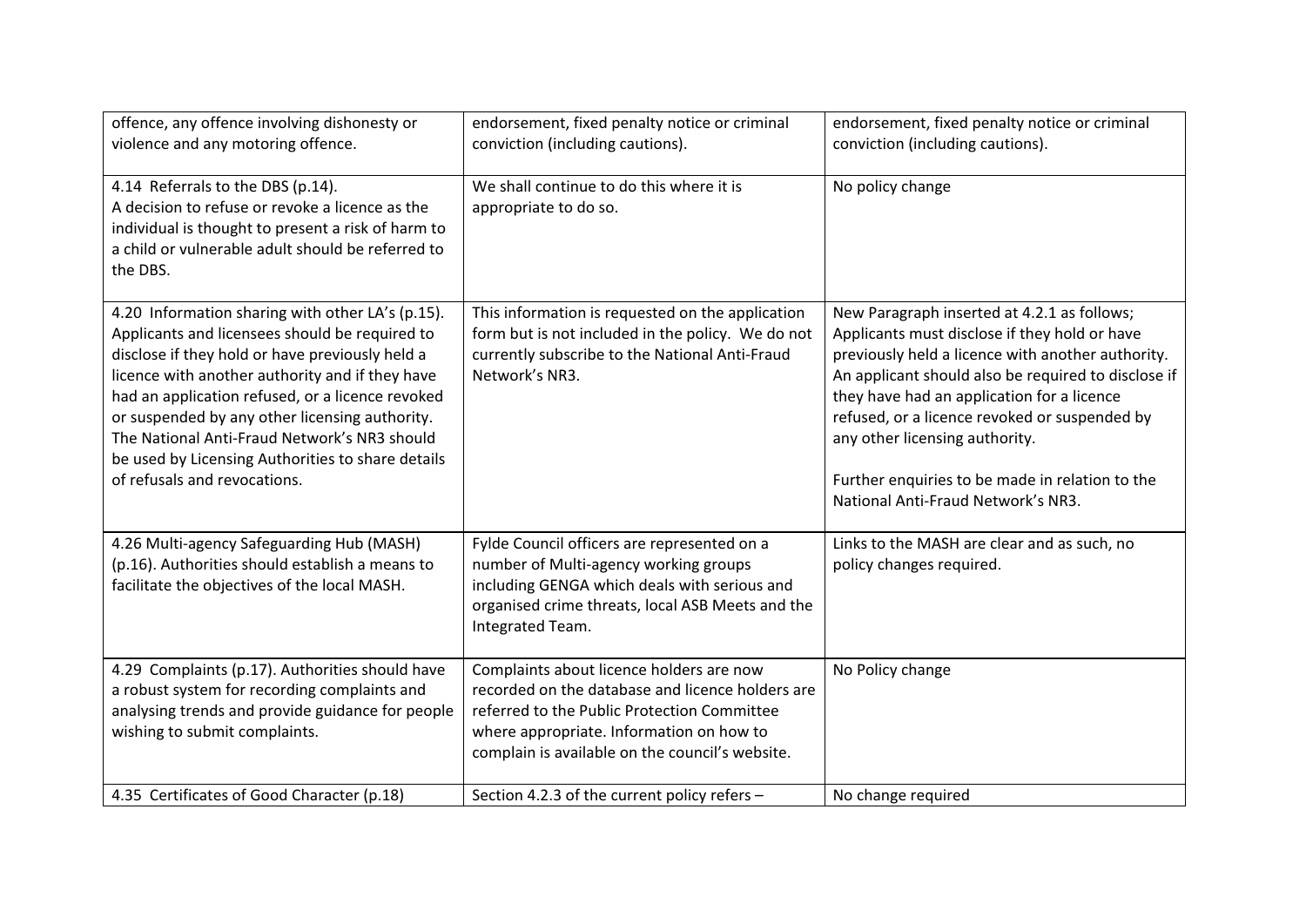| | | |
|---|---|---|
| offence, any offence involving dishonesty or violence and any motoring offence. | endorsement, fixed penalty notice or criminal conviction (including cautions). | endorsement, fixed penalty notice or criminal conviction (including cautions). |
| 4.14 Referrals to the DBS (p.14).<br>A decision to refuse or revoke a licence as the individual is thought to present a risk of harm to a child or vulnerable adult should be referred to the DBS. | We shall continue to do this where it is appropriate to do so. | No policy change |
| 4.20 Information sharing with other LA's (p.15).<br>Applicants and licensees should be required to disclose if they hold or have previously held a licence with another authority and if they have had an application refused, or a licence revoked or suspended by any other licensing authority.<br>The National Anti-Fraud Network's NR3 should be used by Licensing Authorities to share details of refusals and revocations. | This information is requested on the application form but is not included in the policy. We do not currently subscribe to the National Anti-Fraud Network's NR3. | New Paragraph inserted at 4.2.1 as follows;<br>Applicants must disclose if they hold or have previously held a licence with another authority.<br>An applicant should also be required to disclose if they have had an application for a licence refused, or a licence revoked or suspended by any other licensing authority.<br><br>Further enquiries to be made in relation to the National Anti-Fraud Network's NR3. |
| 4.26 Multi-agency Safeguarding Hub (MASH) (p.16). Authorities should establish a means to facilitate the objectives of the local MASH. | Fylde Council officers are represented on a number of Multi-agency working groups including GENGA which deals with serious and organised crime threats, local ASB Meets and the Integrated Team. | Links to the MASH are clear and as such, no policy changes required. |
| 4.29 Complaints (p.17). Authorities should have a robust system for recording complaints and analysing trends and provide guidance for people wishing to submit complaints. | Complaints about licence holders are now recorded on the database and licence holders are referred to the Public Protection Committee where appropriate. Information on how to complain is available on the council's website. | No Policy change |
| 4.35 Certificates of Good Character (p.18) | Section 4.2.3 of the current policy refers – | No change required |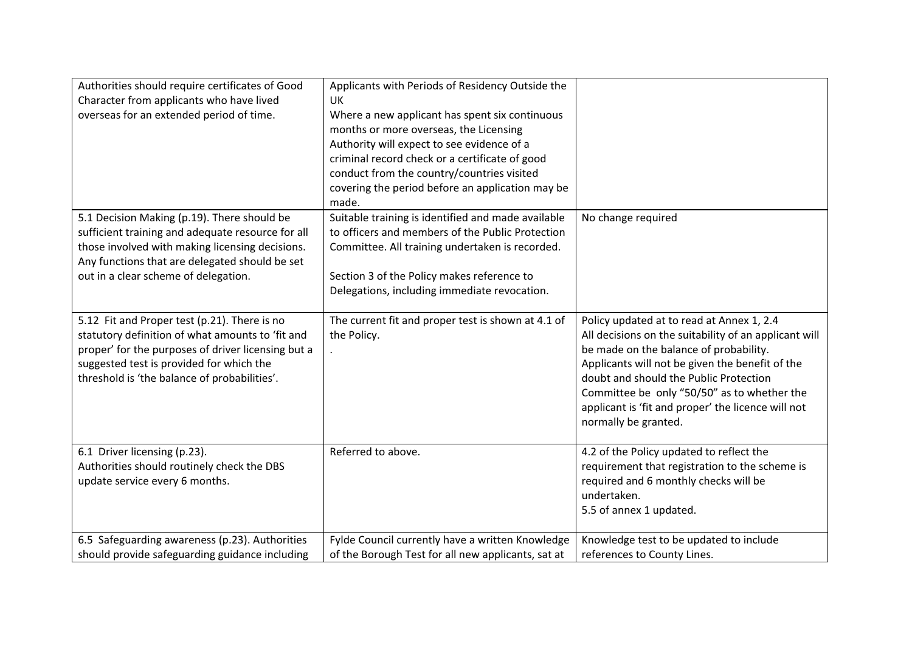| | | |
|---|---|---|
| Authorities should require certificates of Good Character from applicants who have lived overseas for an extended period of time. | Applicants with Periods of Residency Outside the UK<br>Where a new applicant has spent six continuous months or more overseas, the Licensing Authority will expect to see evidence of a criminal record check or a certificate of good conduct from the country/countries visited covering the period before an application may be made. | |
| 5.1 Decision Making (p.19). There should be sufficient training and adequate resource for all those involved with making licensing decisions. Any functions that are delegated should be set out in a clear scheme of delegation. | Suitable training is identified and made available to officers and members of the Public Protection Committee. All training undertaken is recorded.<br><br>Section 3 of the Policy makes reference to Delegations, including immediate revocation. | No change required |
| 5.12 Fit and Proper test (p.21). There is no statutory definition of what amounts to 'fit and proper' for the purposes of driver licensing but a suggested test is provided for which the threshold is 'the balance of probabilities'. | The current fit and proper test is shown at 4.1 of the Policy.<br>. | Policy updated at to read at Annex 1, 2.4<br>All decisions on the suitability of an applicant will be made on the balance of probability. Applicants will not be given the benefit of the doubt and should the Public Protection Committee be only "50/50" as to whether the applicant is 'fit and proper' the licence will not normally be granted. |
| 6.1 Driver licensing (p.23).<br>Authorities should routinely check the DBS update service every 6 months. | Referred to above. | 4.2 of the Policy updated to reflect the requirement that registration to the scheme is required and 6 monthly checks will be undertaken.<br>5.5 of annex 1 updated. |
| 6.5 Safeguarding awareness (p.23). Authorities should provide safeguarding guidance including | Fylde Council currently have a written Knowledge of the Borough Test for all new applicants, sat at | Knowledge test to be updated to include references to County Lines. |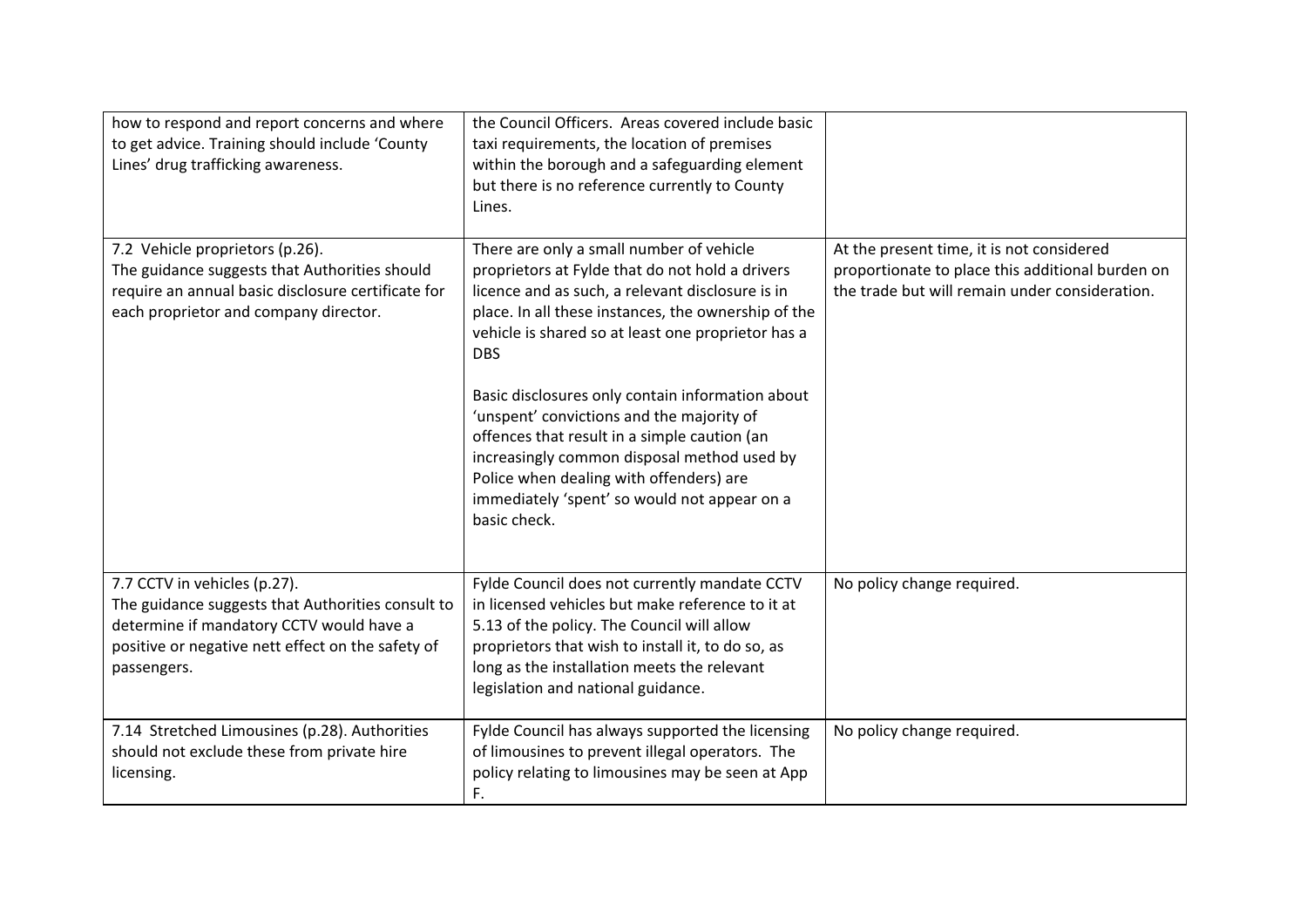| | | |
|---|---|---|
| how to respond and report concerns and where to get advice. Training should include 'County Lines' drug trafficking awareness. | the Council Officers. Areas covered include basic taxi requirements, the location of premises within the borough and a safeguarding element but there is no reference currently to County Lines. | |
| 7.2 Vehicle proprietors (p.26).<br>The guidance suggests that Authorities should require an annual basic disclosure certificate for each proprietor and company director. | There are only a small number of vehicle proprietors at Fylde that do not hold a drivers licence and as such, a relevant disclosure is in place. In all these instances, the ownership of the vehicle is shared so at least one proprietor has a DBS<br><br>Basic disclosures only contain information about 'unspent' convictions and the majority of offences that result in a simple caution (an increasingly common disposal method used by Police when dealing with offenders) are immediately 'spent' so would not appear on a basic check. | At the present time, it is not considered proportionate to place this additional burden on the trade but will remain under consideration. |
| 7.7 CCTV in vehicles (p.27).<br>The guidance suggests that Authorities consult to determine if mandatory CCTV would have a positive or negative nett effect on the safety of passengers. | Fylde Council does not currently mandate CCTV in licensed vehicles but make reference to it at 5.13 of the policy. The Council will allow proprietors that wish to install it, to do so, as long as the installation meets the relevant legislation and national guidance. | No policy change required. |
| 7.14 Stretched Limousines (p.28). Authorities should not exclude these from private hire licensing. | Fylde Council has always supported the licensing of limousines to prevent illegal operators. The policy relating to limousines may be seen at App F. | No policy change required. |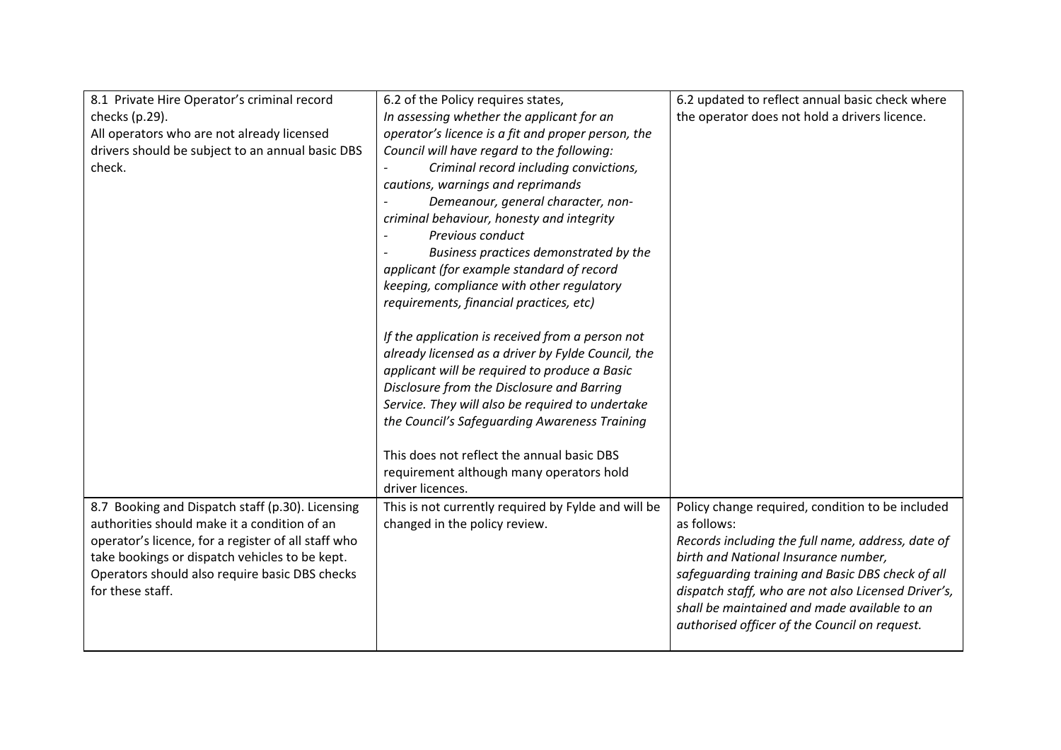| | | |
|---|---|---|
| 8.1 Private Hire Operator's criminal record checks (p.29).<br>All operators who are not already licensed drivers should be subject to an annual basic DBS check. | 6.2 of the Policy requires states,<br>*In assessing whether the applicant for an operator's licence is a fit and proper person, the Council will have regard to the following:*<br>- *Criminal record including convictions, cautions, warnings and reprimands*<br>- *Demeanour, general character, non-criminal behaviour, honesty and integrity*<br>- *Previous conduct*<br>- *Business practices demonstrated by the applicant (for example standard of record keeping, compliance with other regulatory requirements, financial practices, etc)*<br><br>*If the application is received from a person not already licensed as a driver by Fylde Council, the applicant will be required to produce a Basic Disclosure from the Disclosure and Barring Service. They will also be required to undertake the Council's Safeguarding Awareness Training*<br><br>This does not reflect the annual basic DBS requirement although many operators hold driver licences. | 6.2 updated to reflect annual basic check where the operator does not hold a drivers licence. |
| 8.7 Booking and Dispatch staff (p.30). Licensing authorities should make it a condition of an operator's licence, for a register of all staff who take bookings or dispatch vehicles to be kept. Operators should also require basic DBS checks for these staff. | This is not currently required by Fylde and will be changed in the policy review. | Policy change required, condition to be included as follows:<br>*Records including the full name, address, date of birth and National Insurance number, safeguarding training and Basic DBS check of all dispatch staff, who are not also Licensed Driver's, shall be maintained and made available to an authorised officer of the Council on request.* |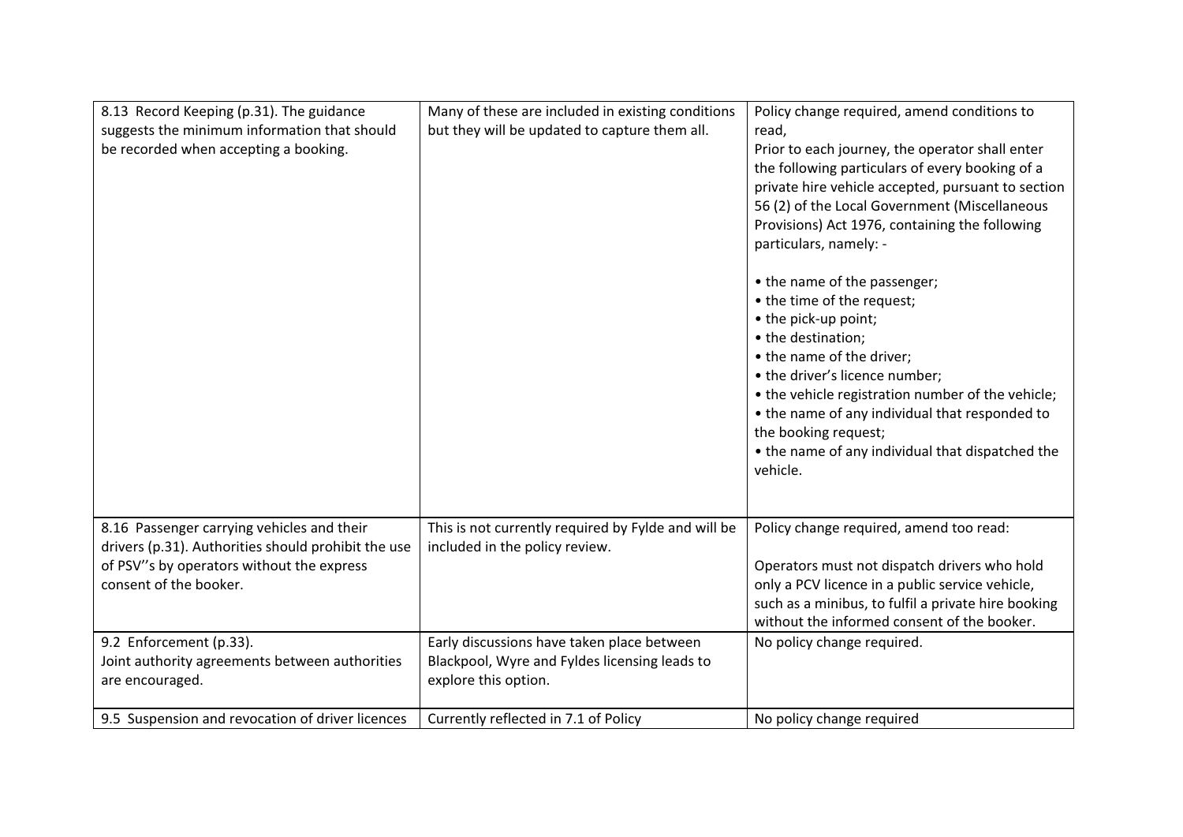| | | |
|---|---|---|
| 8.13 Record Keeping (p.31). The guidance suggests the minimum information that should be recorded when accepting a booking. | Many of these are included in existing conditions but they will be updated to capture them all. | Policy change required, amend conditions to read,<br>Prior to each journey, the operator shall enter the following particulars of every booking of a private hire vehicle accepted, pursuant to section 56 (2) of the Local Government (Miscellaneous Provisions) Act 1976, containing the following particulars, namely: -<br><br>• the name of the passenger;<br>• the time of the request;<br>• the pick-up point;<br>• the destination;<br>• the name of the driver;<br>• the driver's licence number;<br>• the vehicle registration number of the vehicle;<br>• the name of any individual that responded to the booking request;<br>• the name of any individual that dispatched the vehicle. |
| 8.16 Passenger carrying vehicles and their drivers (p.31). Authorities should prohibit the use of PSV''s by operators without the express consent of the booker. | This is not currently required by Fylde and will be included in the policy review. | Policy change required, amend too read:<br><br>Operators must not dispatch drivers who hold only a PCV licence in a public service vehicle, such as a minibus, to fulfil a private hire booking without the informed consent of the booker. |
| 9.2 Enforcement (p.33).<br>Joint authority agreements between authorities are encouraged. | Early discussions have taken place between Blackpool, Wyre and Fyldes licensing leads to explore this option. | No policy change required. |
| 9.5 Suspension and revocation of driver licences | Currently reflected in 7.1 of Policy | No policy change required |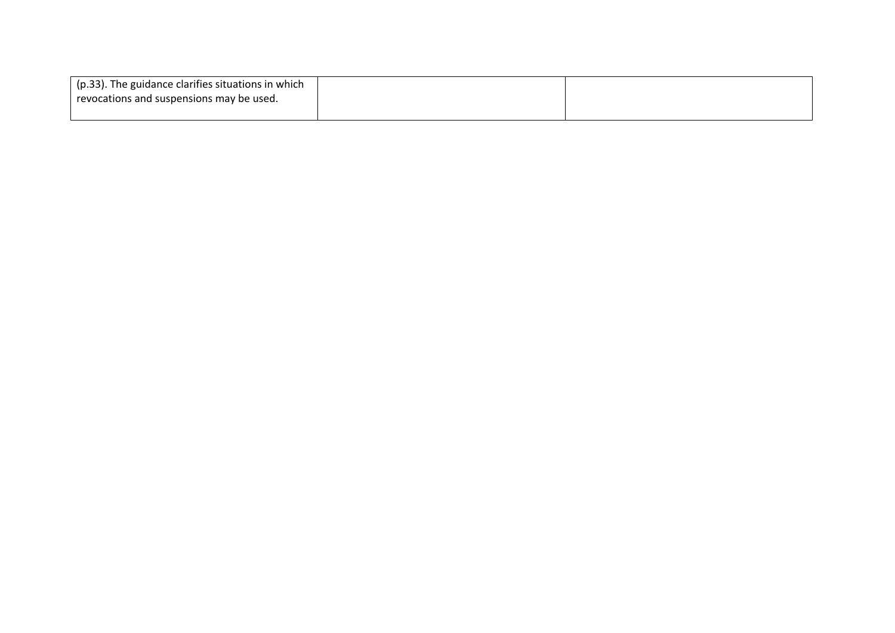| | | |
|---|---|---|
| (p.33). The guidance clarifies situations in which revocations and suspensions may be used. | | |